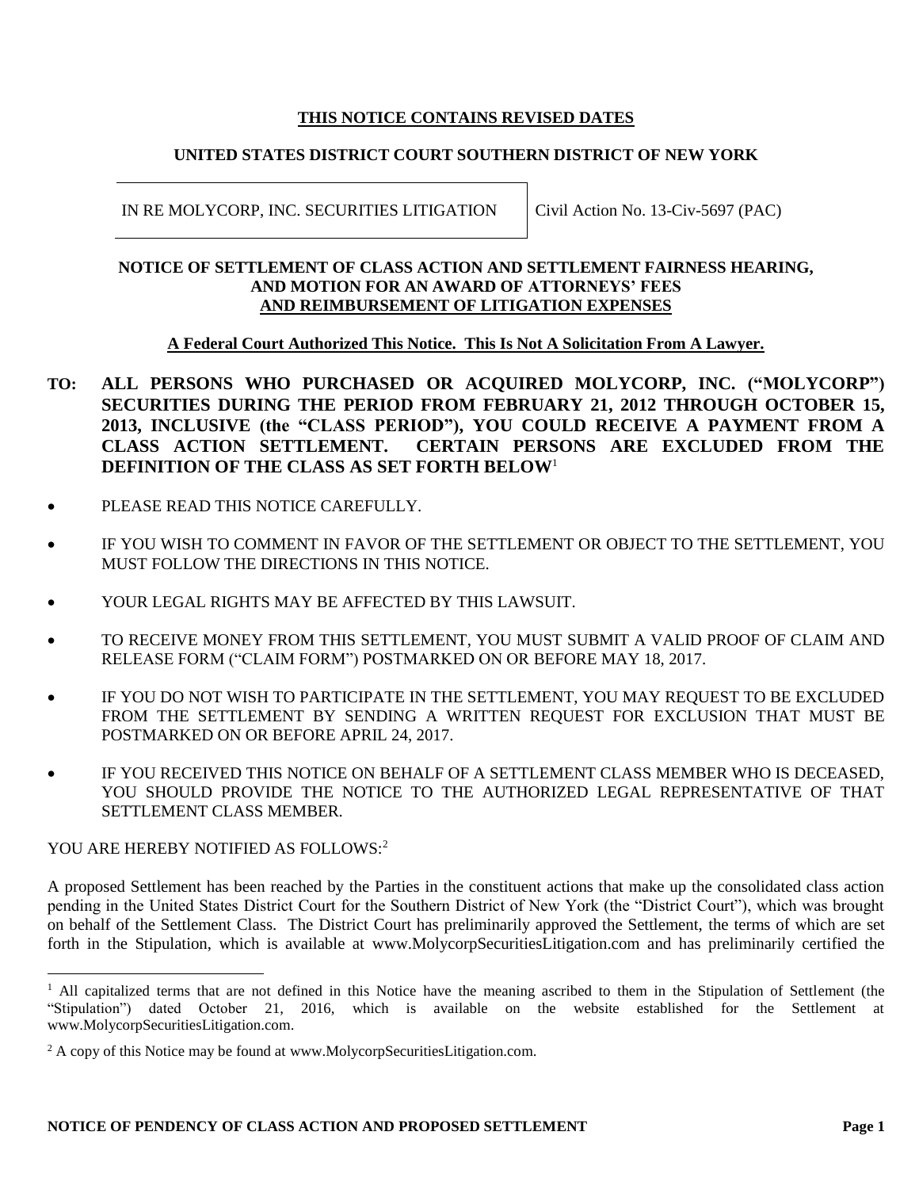**THIS NOTICE CONTAINS REVISED DATES**

**UNITED STATES DISTRICT COURT SOUTHERN DISTRICT OF NEW YORK**

| IN RE MOLYCORP, INC. SECURITIES LITIGATION | Civil Action No. 13-Civ-5697 (PAC) |
|---|---|

**NOTICE OF SETTLEMENT OF CLASS ACTION AND SETTLEMENT FAIRNESS HEARING, AND MOTION FOR AN AWARD OF ATTORNEYS' FEES AND REIMBURSEMENT OF LITIGATION EXPENSES**

**A Federal Court Authorized This Notice. This Is Not A Solicitation From A Lawyer.**

**TO: ALL PERSONS WHO PURCHASED OR ACQUIRED MOLYCORP, INC. ("MOLYCORP") SECURITIES DURING THE PERIOD FROM FEBRUARY 21, 2012 THROUGH OCTOBER 15, 2013, INCLUSIVE (the "CLASS PERIOD"), YOU COULD RECEIVE A PAYMENT FROM A CLASS ACTION SETTLEMENT. CERTAIN PERSONS ARE EXCLUDED FROM THE DEFINITION OF THE CLASS AS SET FORTH BELOW**[1]

- PLEASE READ THIS NOTICE CAREFULLY.
- IF YOU WISH TO COMMENT IN FAVOR OF THE SETTLEMENT OR OBJECT TO THE SETTLEMENT, YOU MUST FOLLOW THE DIRECTIONS IN THIS NOTICE.
- YOUR LEGAL RIGHTS MAY BE AFFECTED BY THIS LAWSUIT.
- TO RECEIVE MONEY FROM THIS SETTLEMENT, YOU MUST SUBMIT A VALID PROOF OF CLAIM AND RELEASE FORM ("CLAIM FORM") POSTMARKED ON OR BEFORE MAY 18, 2017.
- IF YOU DO NOT WISH TO PARTICIPATE IN THE SETTLEMENT, YOU MAY REQUEST TO BE EXCLUDED FROM THE SETTLEMENT BY SENDING A WRITTEN REQUEST FOR EXCLUSION THAT MUST BE POSTMARKED ON OR BEFORE APRIL 24, 2017.
- IF YOU RECEIVED THIS NOTICE ON BEHALF OF A SETTLEMENT CLASS MEMBER WHO IS DECEASED, YOU SHOULD PROVIDE THE NOTICE TO THE AUTHORIZED LEGAL REPRESENTATIVE OF THAT SETTLEMENT CLASS MEMBER.

YOU ARE HEREBY NOTIFIED AS FOLLOWS:[2]

A proposed Settlement has been reached by the Parties in the constituent actions that make up the consolidated class action pending in the United States District Court for the Southern District of New York (the "District Court"), which was brought on behalf of the Settlement Class. The District Court has preliminarily approved the Settlement, the terms of which are set forth in the Stipulation, which is available at www.MolycorpSecuritiesLitigation.com and has preliminarily certified the

---

[1] All capitalized terms that are not defined in this Notice have the meaning ascribed to them in the Stipulation of Settlement (the "Stipulation") dated October 21, 2016, which is available on the website established for the Settlement at www.MolycorpSecuritiesLitigation.com.

[2] A copy of this Notice may be found at www.MolycorpSecuritiesLitigation.com.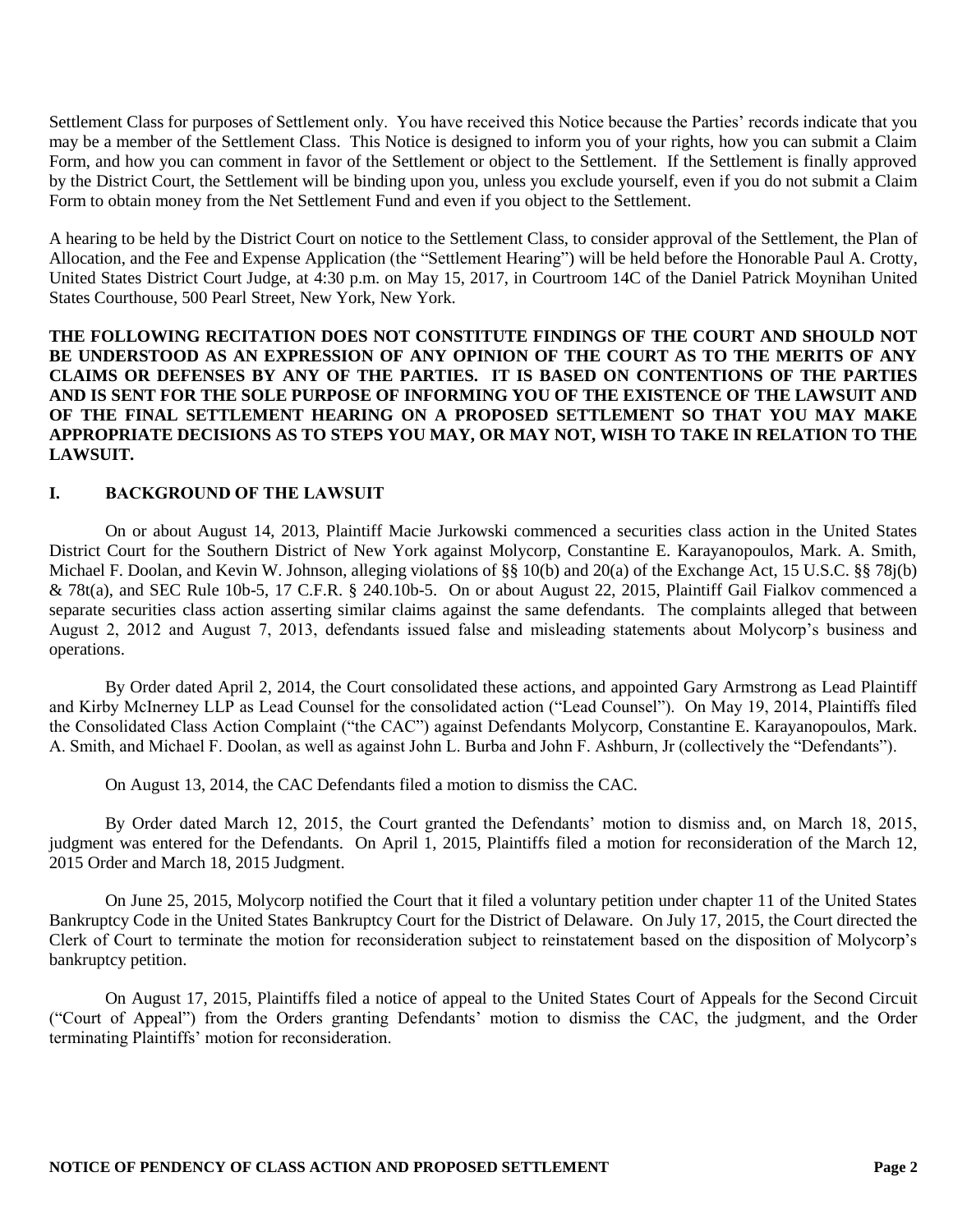Settlement Class for purposes of Settlement only. You have received this Notice because the Parties' records indicate that you may be a member of the Settlement Class. This Notice is designed to inform you of your rights, how you can submit a Claim Form, and how you can comment in favor of the Settlement or object to the Settlement. If the Settlement is finally approved by the District Court, the Settlement will be binding upon you, unless you exclude yourself, even if you do not submit a Claim Form to obtain money from the Net Settlement Fund and even if you object to the Settlement.

A hearing to be held by the District Court on notice to the Settlement Class, to consider approval of the Settlement, the Plan of Allocation, and the Fee and Expense Application (the "Settlement Hearing") will be held before the Honorable Paul A. Crotty, United States District Court Judge, at 4:30 p.m. on May 15, 2017, in Courtroom 14C of the Daniel Patrick Moynihan United States Courthouse, 500 Pearl Street, New York, New York.

**THE FOLLOWING RECITATION DOES NOT CONSTITUTE FINDINGS OF THE COURT AND SHOULD NOT BE UNDERSTOOD AS AN EXPRESSION OF ANY OPINION OF THE COURT AS TO THE MERITS OF ANY CLAIMS OR DEFENSES BY ANY OF THE PARTIES. IT IS BASED ON CONTENTIONS OF THE PARTIES AND IS SENT FOR THE SOLE PURPOSE OF INFORMING YOU OF THE EXISTENCE OF THE LAWSUIT AND OF THE FINAL SETTLEMENT HEARING ON A PROPOSED SETTLEMENT SO THAT YOU MAY MAKE APPROPRIATE DECISIONS AS TO STEPS YOU MAY, OR MAY NOT, WISH TO TAKE IN RELATION TO THE LAWSUIT.**

## I. BACKGROUND OF THE LAWSUIT

On or about August 14, 2013, Plaintiff Macie Jurkowski commenced a securities class action in the United States District Court for the Southern District of New York against Molycorp, Constantine E. Karayanopoulos, Mark. A. Smith, Michael F. Doolan, and Kevin W. Johnson, alleging violations of §§ 10(b) and 20(a) of the Exchange Act, 15 U.S.C. §§ 78j(b) & 78t(a), and SEC Rule 10b-5, 17 C.F.R. § 240.10b-5. On or about August 22, 2015, Plaintiff Gail Fialkov commenced a separate securities class action asserting similar claims against the same defendants. The complaints alleged that between August 2, 2012 and August 7, 2013, defendants issued false and misleading statements about Molycorp's business and operations.

By Order dated April 2, 2014, the Court consolidated these actions, and appointed Gary Armstrong as Lead Plaintiff and Kirby McInerney LLP as Lead Counsel for the consolidated action ("Lead Counsel"). On May 19, 2014, Plaintiffs filed the Consolidated Class Action Complaint ("the CAC") against Defendants Molycorp, Constantine E. Karayanopoulos, Mark. A. Smith, and Michael F. Doolan, as well as against John L. Burba and John F. Ashburn, Jr (collectively the "Defendants").

On August 13, 2014, the CAC Defendants filed a motion to dismiss the CAC.

By Order dated March 12, 2015, the Court granted the Defendants' motion to dismiss and, on March 18, 2015, judgment was entered for the Defendants. On April 1, 2015, Plaintiffs filed a motion for reconsideration of the March 12, 2015 Order and March 18, 2015 Judgment.

On June 25, 2015, Molycorp notified the Court that it filed a voluntary petition under chapter 11 of the United States Bankruptcy Code in the United States Bankruptcy Court for the District of Delaware. On July 17, 2015, the Court directed the Clerk of Court to terminate the motion for reconsideration subject to reinstatement based on the disposition of Molycorp's bankruptcy petition.

On August 17, 2015, Plaintiffs filed a notice of appeal to the United States Court of Appeals for the Second Circuit ("Court of Appeal") from the Orders granting Defendants' motion to dismiss the CAC, the judgment, and the Order terminating Plaintiffs' motion for reconsideration.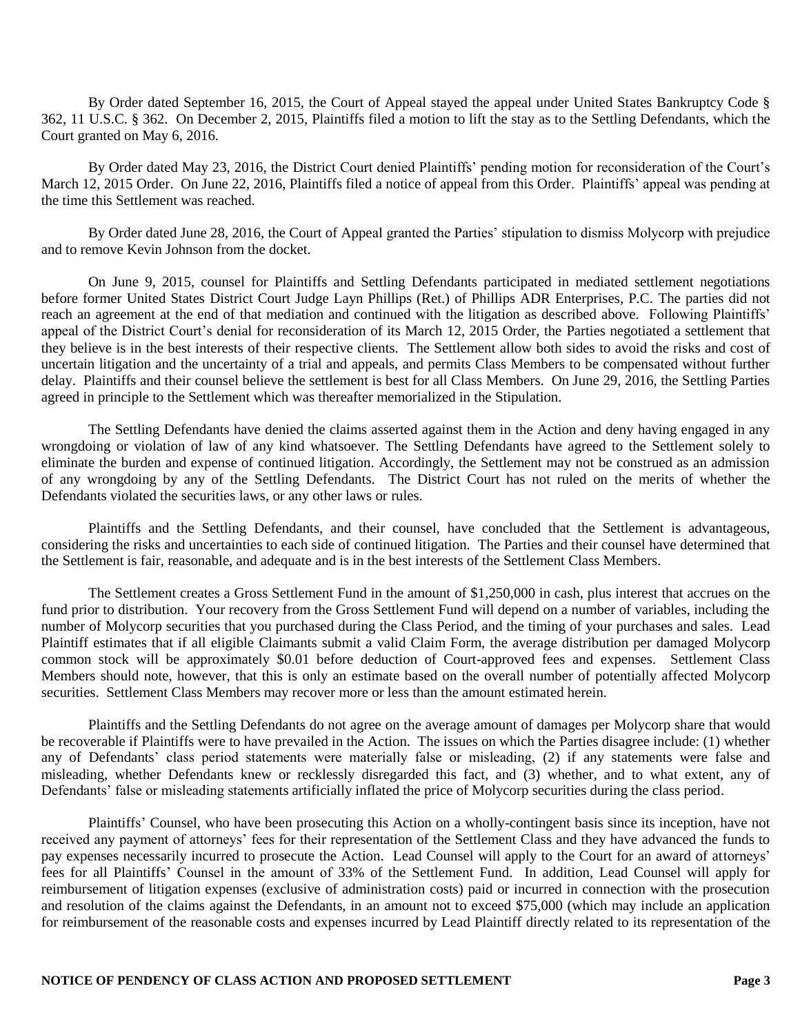By Order dated September 16, 2015, the Court of Appeal stayed the appeal under United States Bankruptcy Code § 362, 11 U.S.C. § 362. On December 2, 2015, Plaintiffs filed a motion to lift the stay as to the Settling Defendants, which the Court granted on May 6, 2016.

By Order dated May 23, 2016, the District Court denied Plaintiffs' pending motion for reconsideration of the Court's March 12, 2015 Order. On June 22, 2016, Plaintiffs filed a notice of appeal from this Order. Plaintiffs' appeal was pending at the time this Settlement was reached.

By Order dated June 28, 2016, the Court of Appeal granted the Parties' stipulation to dismiss Molycorp with prejudice and to remove Kevin Johnson from the docket.

On June 9, 2015, counsel for Plaintiffs and Settling Defendants participated in mediated settlement negotiations before former United States District Court Judge Layn Phillips (Ret.) of Phillips ADR Enterprises, P.C. The parties did not reach an agreement at the end of that mediation and continued with the litigation as described above. Following Plaintiffs' appeal of the District Court's denial for reconsideration of its March 12, 2015 Order, the Parties negotiated a settlement that they believe is in the best interests of their respective clients. The Settlement allow both sides to avoid the risks and cost of uncertain litigation and the uncertainty of a trial and appeals, and permits Class Members to be compensated without further delay. Plaintiffs and their counsel believe the settlement is best for all Class Members. On June 29, 2016, the Settling Parties agreed in principle to the Settlement which was thereafter memorialized in the Stipulation.

The Settling Defendants have denied the claims asserted against them in the Action and deny having engaged in any wrongdoing or violation of law of any kind whatsoever. The Settling Defendants have agreed to the Settlement solely to eliminate the burden and expense of continued litigation. Accordingly, the Settlement may not be construed as an admission of any wrongdoing by any of the Settling Defendants. The District Court has not ruled on the merits of whether the Defendants violated the securities laws, or any other laws or rules.

Plaintiffs and the Settling Defendants, and their counsel, have concluded that the Settlement is advantageous, considering the risks and uncertainties to each side of continued litigation. The Parties and their counsel have determined that the Settlement is fair, reasonable, and adequate and is in the best interests of the Settlement Class Members.

The Settlement creates a Gross Settlement Fund in the amount of $1,250,000 in cash, plus interest that accrues on the fund prior to distribution. Your recovery from the Gross Settlement Fund will depend on a number of variables, including the number of Molycorp securities that you purchased during the Class Period, and the timing of your purchases and sales. Lead Plaintiff estimates that if all eligible Claimants submit a valid Claim Form, the average distribution per damaged Molycorp common stock will be approximately $0.01 before deduction of Court-approved fees and expenses. Settlement Class Members should note, however, that this is only an estimate based on the overall number of potentially affected Molycorp securities. Settlement Class Members may recover more or less than the amount estimated herein.

Plaintiffs and the Settling Defendants do not agree on the average amount of damages per Molycorp share that would be recoverable if Plaintiffs were to have prevailed in the Action. The issues on which the Parties disagree include: (1) whether any of Defendants' class period statements were materially false or misleading, (2) if any statements were false and misleading, whether Defendants knew or recklessly disregarded this fact, and (3) whether, and to what extent, any of Defendants' false or misleading statements artificially inflated the price of Molycorp securities during the class period.

Plaintiffs' Counsel, who have been prosecuting this Action on a wholly-contingent basis since its inception, have not received any payment of attorneys' fees for their representation of the Settlement Class and they have advanced the funds to pay expenses necessarily incurred to prosecute the Action. Lead Counsel will apply to the Court for an award of attorneys' fees for all Plaintiffs' Counsel in the amount of 33% of the Settlement Fund. In addition, Lead Counsel will apply for reimbursement of litigation expenses (exclusive of administration costs) paid or incurred in connection with the prosecution and resolution of the claims against the Defendants, in an amount not to exceed $75,000 (which may include an application for reimbursement of the reasonable costs and expenses incurred by Lead Plaintiff directly related to its representation of the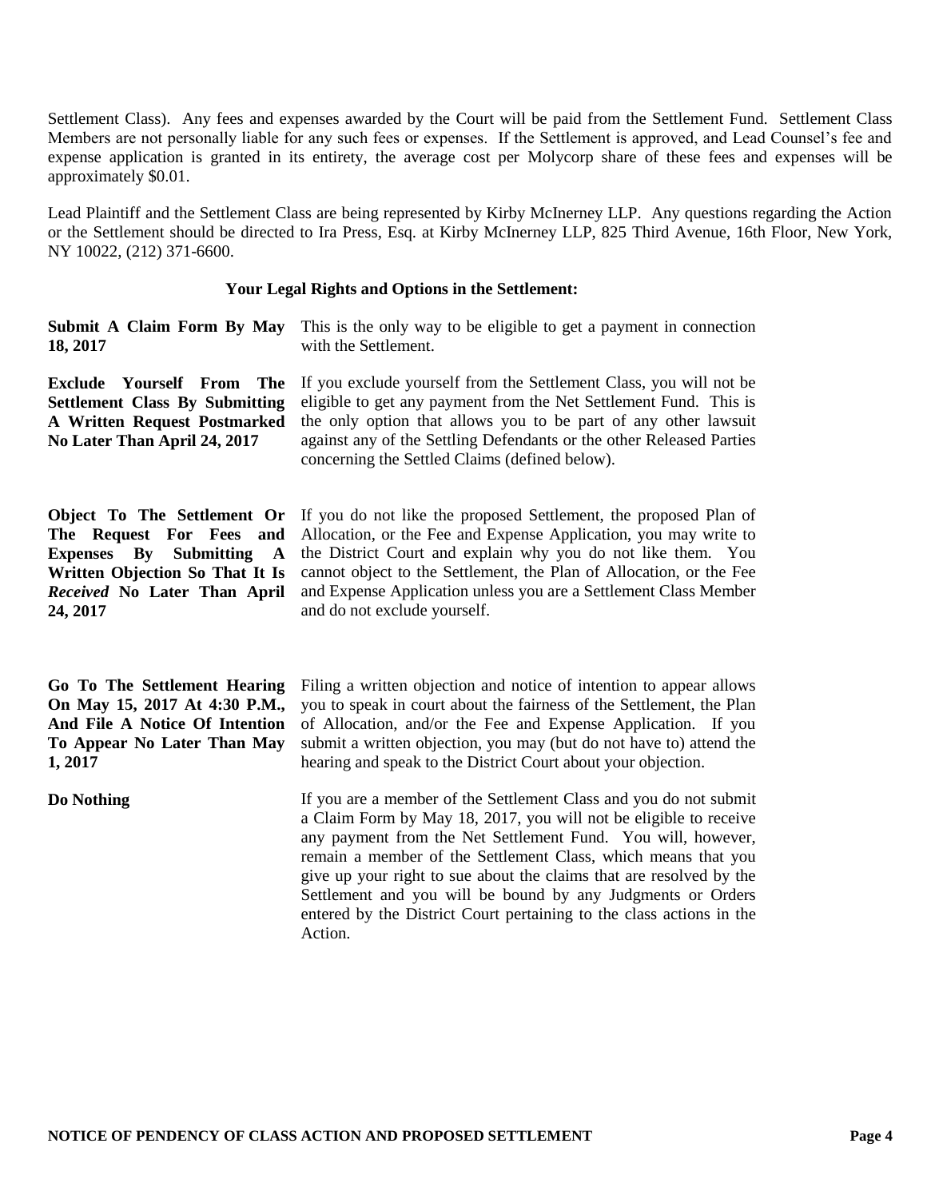Settlement Class). Any fees and expenses awarded by the Court will be paid from the Settlement Fund. Settlement Class Members are not personally liable for any such fees or expenses. If the Settlement is approved, and Lead Counsel's fee and expense application is granted in its entirety, the average cost per Molycorp share of these fees and expenses will be approximately $0.01.

Lead Plaintiff and the Settlement Class are being represented by Kirby McInerney LLP. Any questions regarding the Action or the Settlement should be directed to Ira Press, Esq. at Kirby McInerney LLP, 825 Third Avenue, 16th Floor, New York, NY 10022, (212) 371-6600.

**Your Legal Rights and Options in the Settlement:**

| | |
|---|---|
| **Submit A Claim Form By May 18, 2017** | This is the only way to be eligible to get a payment in connection with the Settlement. |
| **Exclude Yourself From The Settlement Class By Submitting A Written Request Postmarked No Later Than April 24, 2017** | If you exclude yourself from the Settlement Class, you will not be eligible to get any payment from the Net Settlement Fund. This is the only option that allows you to be part of any other lawsuit against any of the Settling Defendants or the other Released Parties concerning the Settled Claims (defined below). |
| **Object To The Settlement Or The Request For Fees and Expenses By Submitting A Written Objection So That It Is *Received* No Later Than April 24, 2017** | If you do not like the proposed Settlement, the proposed Plan of Allocation, or the Fee and Expense Application, you may write to the District Court and explain why you do not like them. You cannot object to the Settlement, the Plan of Allocation, or the Fee and Expense Application unless you are a Settlement Class Member and do not exclude yourself. |
| **Go To The Settlement Hearing On May 15, 2017 At 4:30 P.M., And File A Notice Of Intention To Appear No Later Than May 1, 2017** | Filing a written objection and notice of intention to appear allows you to speak in court about the fairness of the Settlement, the Plan of Allocation, and/or the Fee and Expense Application. If you submit a written objection, you may (but do not have to) attend the hearing and speak to the District Court about your objection. |
| **Do Nothing** | If you are a member of the Settlement Class and you do not submit a Claim Form by May 18, 2017, you will not be eligible to receive any payment from the Net Settlement Fund. You will, however, remain a member of the Settlement Class, which means that you give up your right to sue about the claims that are resolved by the Settlement and you will be bound by any Judgments or Orders entered by the District Court pertaining to the class actions in the Action. |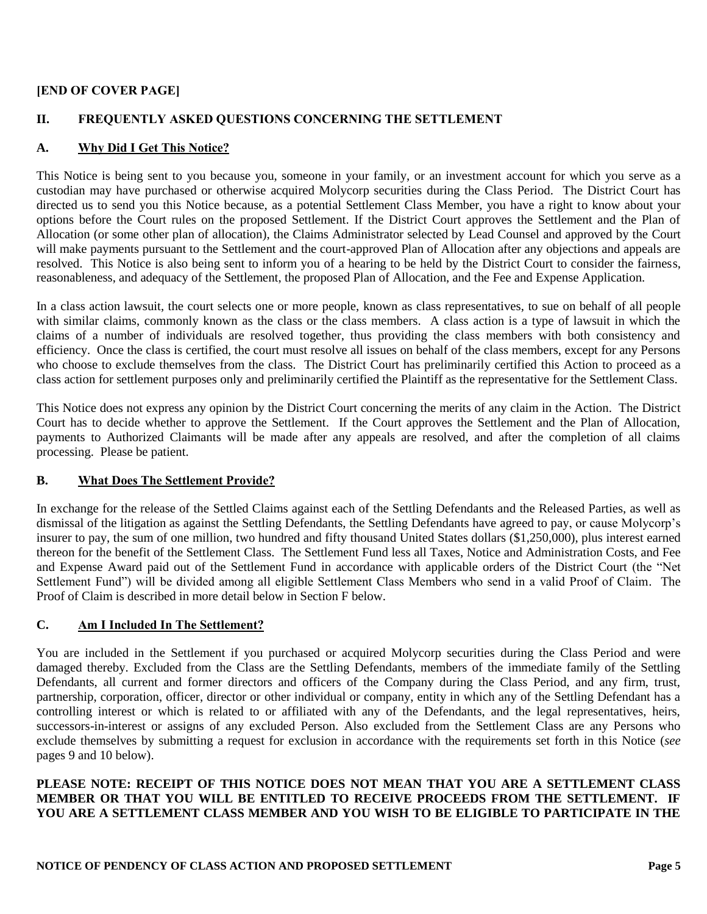**[END OF COVER PAGE]**

## II. FREQUENTLY ASKED QUESTIONS CONCERNING THE SETTLEMENT

### A. Why Did I Get This Notice?

This Notice is being sent to you because you, someone in your family, or an investment account for which you serve as a custodian may have purchased or otherwise acquired Molycorp securities during the Class Period. The District Court has directed us to send you this Notice because, as a potential Settlement Class Member, you have a right to know about your options before the Court rules on the proposed Settlement. If the District Court approves the Settlement and the Plan of Allocation (or some other plan of allocation), the Claims Administrator selected by Lead Counsel and approved by the Court will make payments pursuant to the Settlement and the court-approved Plan of Allocation after any objections and appeals are resolved. This Notice is also being sent to inform you of a hearing to be held by the District Court to consider the fairness, reasonableness, and adequacy of the Settlement, the proposed Plan of Allocation, and the Fee and Expense Application.

In a class action lawsuit, the court selects one or more people, known as class representatives, to sue on behalf of all people with similar claims, commonly known as the class or the class members. A class action is a type of lawsuit in which the claims of a number of individuals are resolved together, thus providing the class members with both consistency and efficiency. Once the class is certified, the court must resolve all issues on behalf of the class members, except for any Persons who choose to exclude themselves from the class. The District Court has preliminarily certified this Action to proceed as a class action for settlement purposes only and preliminarily certified the Plaintiff as the representative for the Settlement Class.

This Notice does not express any opinion by the District Court concerning the merits of any claim in the Action. The District Court has to decide whether to approve the Settlement. If the Court approves the Settlement and the Plan of Allocation, payments to Authorized Claimants will be made after any appeals are resolved, and after the completion of all claims processing. Please be patient.

### B. What Does The Settlement Provide?

In exchange for the release of the Settled Claims against each of the Settling Defendants and the Released Parties, as well as dismissal of the litigation as against the Settling Defendants, the Settling Defendants have agreed to pay, or cause Molycorp's insurer to pay, the sum of one million, two hundred and fifty thousand United States dollars ($1,250,000), plus interest earned thereon for the benefit of the Settlement Class. The Settlement Fund less all Taxes, Notice and Administration Costs, and Fee and Expense Award paid out of the Settlement Fund in accordance with applicable orders of the District Court (the "Net Settlement Fund") will be divided among all eligible Settlement Class Members who send in a valid Proof of Claim. The Proof of Claim is described in more detail below in Section F below.

### C. Am I Included In The Settlement?

You are included in the Settlement if you purchased or acquired Molycorp securities during the Class Period and were damaged thereby. Excluded from the Class are the Settling Defendants, members of the immediate family of the Settling Defendants, all current and former directors and officers of the Company during the Class Period, and any firm, trust, partnership, corporation, officer, director or other individual or company, entity in which any of the Settling Defendant has a controlling interest or which is related to or affiliated with any of the Defendants, and the legal representatives, heirs, successors-in-interest or assigns of any excluded Person. Also excluded from the Settlement Class are any Persons who exclude themselves by submitting a request for exclusion in accordance with the requirements set forth in this Notice (*see* pages 9 and 10 below).

**PLEASE NOTE: RECEIPT OF THIS NOTICE DOES NOT MEAN THAT YOU ARE A SETTLEMENT CLASS MEMBER OR THAT YOU WILL BE ENTITLED TO RECEIVE PROCEEDS FROM THE SETTLEMENT. IF YOU ARE A SETTLEMENT CLASS MEMBER AND YOU WISH TO BE ELIGIBLE TO PARTICIPATE IN THE**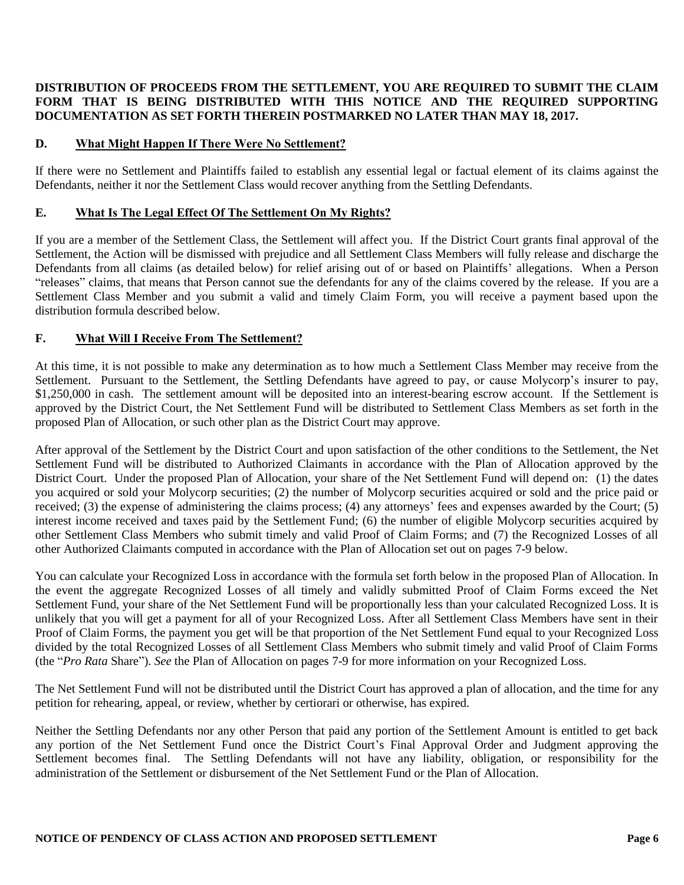**DISTRIBUTION OF PROCEEDS FROM THE SETTLEMENT, YOU ARE REQUIRED TO SUBMIT THE CLAIM FORM THAT IS BEING DISTRIBUTED WITH THIS NOTICE AND THE REQUIRED SUPPORTING DOCUMENTATION AS SET FORTH THEREIN POSTMARKED NO LATER THAN MAY 18, 2017.**

### D. What Might Happen If There Were No Settlement?

If there were no Settlement and Plaintiffs failed to establish any essential legal or factual element of its claims against the Defendants, neither it nor the Settlement Class would recover anything from the Settling Defendants.

### E. What Is The Legal Effect Of The Settlement On My Rights?

If you are a member of the Settlement Class, the Settlement will affect you. If the District Court grants final approval of the Settlement, the Action will be dismissed with prejudice and all Settlement Class Members will fully release and discharge the Defendants from all claims (as detailed below) for relief arising out of or based on Plaintiffs' allegations. When a Person "releases" claims, that means that Person cannot sue the defendants for any of the claims covered by the release. If you are a Settlement Class Member and you submit a valid and timely Claim Form, you will receive a payment based upon the distribution formula described below.

### F. What Will I Receive From The Settlement?

At this time, it is not possible to make any determination as to how much a Settlement Class Member may receive from the Settlement. Pursuant to the Settlement, the Settling Defendants have agreed to pay, or cause Molycorp's insurer to pay, $1,250,000 in cash. The settlement amount will be deposited into an interest-bearing escrow account. If the Settlement is approved by the District Court, the Net Settlement Fund will be distributed to Settlement Class Members as set forth in the proposed Plan of Allocation, or such other plan as the District Court may approve.

After approval of the Settlement by the District Court and upon satisfaction of the other conditions to the Settlement, the Net Settlement Fund will be distributed to Authorized Claimants in accordance with the Plan of Allocation approved by the District Court. Under the proposed Plan of Allocation, your share of the Net Settlement Fund will depend on: (1) the dates you acquired or sold your Molycorp securities; (2) the number of Molycorp securities acquired or sold and the price paid or received; (3) the expense of administering the claims process; (4) any attorneys' fees and expenses awarded by the Court; (5) interest income received and taxes paid by the Settlement Fund; (6) the number of eligible Molycorp securities acquired by other Settlement Class Members who submit timely and valid Proof of Claim Forms; and (7) the Recognized Losses of all other Authorized Claimants computed in accordance with the Plan of Allocation set out on pages 7-9 below.

You can calculate your Recognized Loss in accordance with the formula set forth below in the proposed Plan of Allocation. In the event the aggregate Recognized Losses of all timely and validly submitted Proof of Claim Forms exceed the Net Settlement Fund, your share of the Net Settlement Fund will be proportionally less than your calculated Recognized Loss. It is unlikely that you will get a payment for all of your Recognized Loss. After all Settlement Class Members have sent in their Proof of Claim Forms, the payment you get will be that proportion of the Net Settlement Fund equal to your Recognized Loss divided by the total Recognized Losses of all Settlement Class Members who submit timely and valid Proof of Claim Forms (the "*Pro Rata* Share"). *See* the Plan of Allocation on pages 7-9 for more information on your Recognized Loss.

The Net Settlement Fund will not be distributed until the District Court has approved a plan of allocation, and the time for any petition for rehearing, appeal, or review, whether by certiorari or otherwise, has expired.

Neither the Settling Defendants nor any other Person that paid any portion of the Settlement Amount is entitled to get back any portion of the Net Settlement Fund once the District Court's Final Approval Order and Judgment approving the Settlement becomes final. The Settling Defendants will not have any liability, obligation, or responsibility for the administration of the Settlement or disbursement of the Net Settlement Fund or the Plan of Allocation.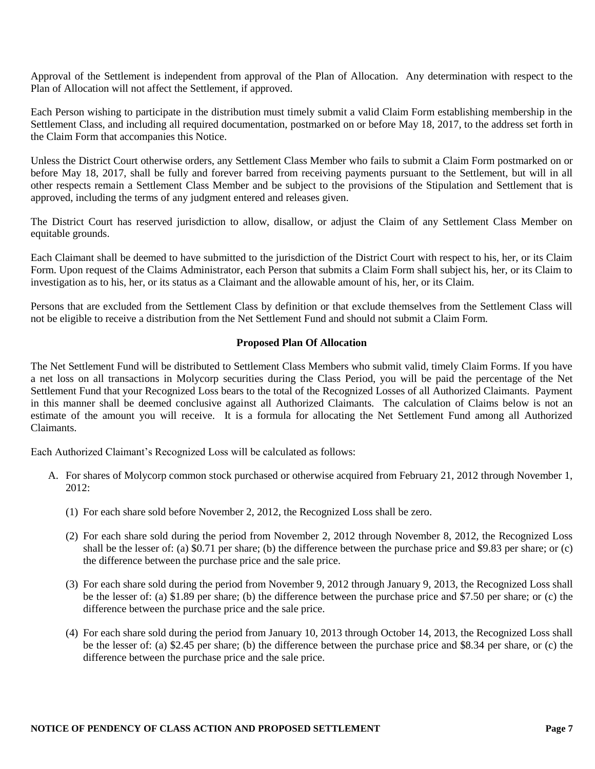Approval of the Settlement is independent from approval of the Plan of Allocation. Any determination with respect to the Plan of Allocation will not affect the Settlement, if approved.

Each Person wishing to participate in the distribution must timely submit a valid Claim Form establishing membership in the Settlement Class, and including all required documentation, postmarked on or before May 18, 2017, to the address set forth in the Claim Form that accompanies this Notice.

Unless the District Court otherwise orders, any Settlement Class Member who fails to submit a Claim Form postmarked on or before May 18, 2017, shall be fully and forever barred from receiving payments pursuant to the Settlement, but will in all other respects remain a Settlement Class Member and be subject to the provisions of the Stipulation and Settlement that is approved, including the terms of any judgment entered and releases given.

The District Court has reserved jurisdiction to allow, disallow, or adjust the Claim of any Settlement Class Member on equitable grounds.

Each Claimant shall be deemed to have submitted to the jurisdiction of the District Court with respect to his, her, or its Claim Form. Upon request of the Claims Administrator, each Person that submits a Claim Form shall subject his, her, or its Claim to investigation as to his, her, or its status as a Claimant and the allowable amount of his, her, or its Claim.

Persons that are excluded from the Settlement Class by definition or that exclude themselves from the Settlement Class will not be eligible to receive a distribution from the Net Settlement Fund and should not submit a Claim Form.

**Proposed Plan Of Allocation**

The Net Settlement Fund will be distributed to Settlement Class Members who submit valid, timely Claim Forms. If you have a net loss on all transactions in Molycorp securities during the Class Period, you will be paid the percentage of the Net Settlement Fund that your Recognized Loss bears to the total of the Recognized Losses of all Authorized Claimants. Payment in this manner shall be deemed conclusive against all Authorized Claimants. The calculation of Claims below is not an estimate of the amount you will receive. It is a formula for allocating the Net Settlement Fund among all Authorized Claimants.

Each Authorized Claimant's Recognized Loss will be calculated as follows:

A. For shares of Molycorp common stock purchased or otherwise acquired from February 21, 2012 through November 1, 2012:

   (1) For each share sold before November 2, 2012, the Recognized Loss shall be zero.

   (2) For each share sold during the period from November 2, 2012 through November 8, 2012, the Recognized Loss shall be the lesser of: (a) $0.71 per share; (b) the difference between the purchase price and $9.83 per share; or (c) the difference between the purchase price and the sale price.

   (3) For each share sold during the period from November 9, 2012 through January 9, 2013, the Recognized Loss shall be the lesser of: (a) $1.89 per share; (b) the difference between the purchase price and $7.50 per share; or (c) the difference between the purchase price and the sale price.

   (4) For each share sold during the period from January 10, 2013 through October 14, 2013, the Recognized Loss shall be the lesser of: (a) $2.45 per share; (b) the difference between the purchase price and $8.34 per share, or (c) the difference between the purchase price and the sale price.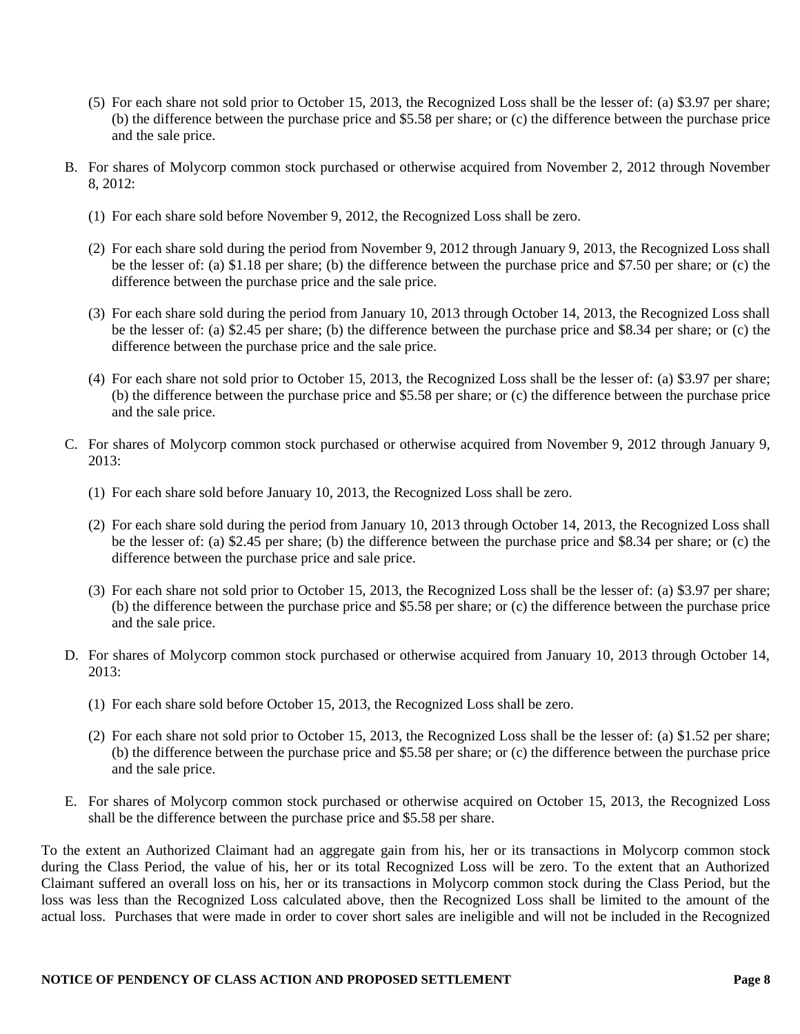(5) For each share not sold prior to October 15, 2013, the Recognized Loss shall be the lesser of: (a) $3.97 per share; (b) the difference between the purchase price and $5.58 per share; or (c) the difference between the purchase price and the sale price.

B. For shares of Molycorp common stock purchased or otherwise acquired from November 2, 2012 through November 8, 2012:

(1) For each share sold before November 9, 2012, the Recognized Loss shall be zero.

(2) For each share sold during the period from November 9, 2012 through January 9, 2013, the Recognized Loss shall be the lesser of: (a) $1.18 per share; (b) the difference between the purchase price and $7.50 per share; or (c) the difference between the purchase price and the sale price.

(3) For each share sold during the period from January 10, 2013 through October 14, 2013, the Recognized Loss shall be the lesser of: (a) $2.45 per share; (b) the difference between the purchase price and $8.34 per share; or (c) the difference between the purchase price and the sale price.

(4) For each share not sold prior to October 15, 2013, the Recognized Loss shall be the lesser of: (a) $3.97 per share; (b) the difference between the purchase price and $5.58 per share; or (c) the difference between the purchase price and the sale price.

C. For shares of Molycorp common stock purchased or otherwise acquired from November 9, 2012 through January 9, 2013:

(1) For each share sold before January 10, 2013, the Recognized Loss shall be zero.

(2) For each share sold during the period from January 10, 2013 through October 14, 2013, the Recognized Loss shall be the lesser of: (a) $2.45 per share; (b) the difference between the purchase price and $8.34 per share; or (c) the difference between the purchase price and sale price.

(3) For each share not sold prior to October 15, 2013, the Recognized Loss shall be the lesser of: (a) $3.97 per share; (b) the difference between the purchase price and $5.58 per share; or (c) the difference between the purchase price and the sale price.

D. For shares of Molycorp common stock purchased or otherwise acquired from January 10, 2013 through October 14, 2013:

(1) For each share sold before October 15, 2013, the Recognized Loss shall be zero.

(2) For each share not sold prior to October 15, 2013, the Recognized Loss shall be the lesser of: (a) $1.52 per share; (b) the difference between the purchase price and $5.58 per share; or (c) the difference between the purchase price and the sale price.

E. For shares of Molycorp common stock purchased or otherwise acquired on October 15, 2013, the Recognized Loss shall be the difference between the purchase price and $5.58 per share.

To the extent an Authorized Claimant had an aggregate gain from his, her or its transactions in Molycorp common stock during the Class Period, the value of his, her or its total Recognized Loss will be zero. To the extent that an Authorized Claimant suffered an overall loss on his, her or its transactions in Molycorp common stock during the Class Period, but the loss was less than the Recognized Loss calculated above, then the Recognized Loss shall be limited to the amount of the actual loss. Purchases that were made in order to cover short sales are ineligible and will not be included in the Recognized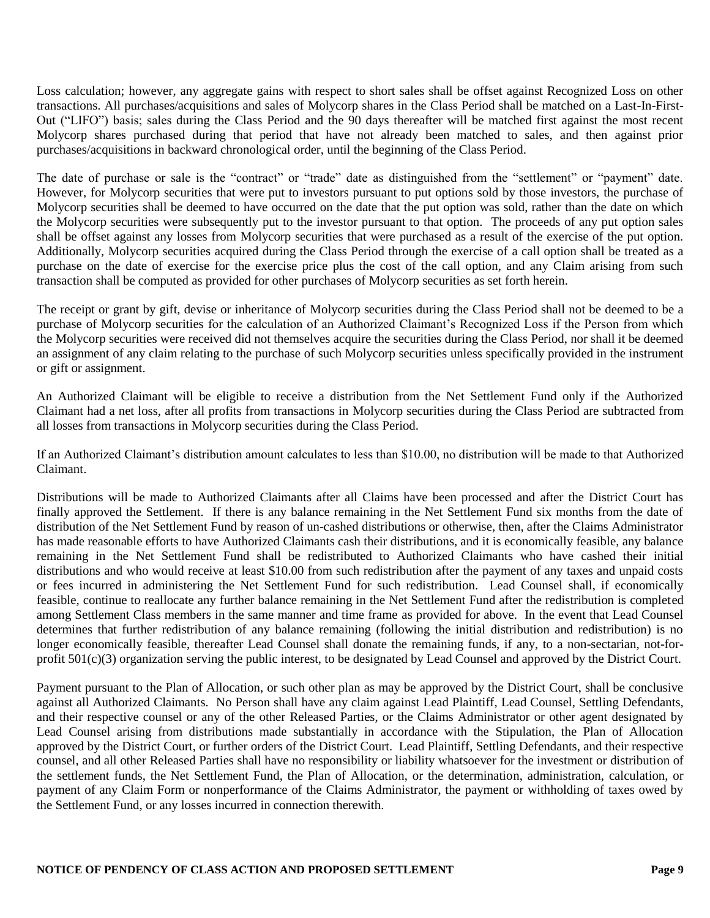Loss calculation; however, any aggregate gains with respect to short sales shall be offset against Recognized Loss on other transactions. All purchases/acquisitions and sales of Molycorp shares in the Class Period shall be matched on a Last-In-First-Out ("LIFO") basis; sales during the Class Period and the 90 days thereafter will be matched first against the most recent Molycorp shares purchased during that period that have not already been matched to sales, and then against prior purchases/acquisitions in backward chronological order, until the beginning of the Class Period.

The date of purchase or sale is the "contract" or "trade" date as distinguished from the "settlement" or "payment" date. However, for Molycorp securities that were put to investors pursuant to put options sold by those investors, the purchase of Molycorp securities shall be deemed to have occurred on the date that the put option was sold, rather than the date on which the Molycorp securities were subsequently put to the investor pursuant to that option. The proceeds of any put option sales shall be offset against any losses from Molycorp securities that were purchased as a result of the exercise of the put option. Additionally, Molycorp securities acquired during the Class Period through the exercise of a call option shall be treated as a purchase on the date of exercise for the exercise price plus the cost of the call option, and any Claim arising from such transaction shall be computed as provided for other purchases of Molycorp securities as set forth herein.

The receipt or grant by gift, devise or inheritance of Molycorp securities during the Class Period shall not be deemed to be a purchase of Molycorp securities for the calculation of an Authorized Claimant's Recognized Loss if the Person from which the Molycorp securities were received did not themselves acquire the securities during the Class Period, nor shall it be deemed an assignment of any claim relating to the purchase of such Molycorp securities unless specifically provided in the instrument or gift or assignment.

An Authorized Claimant will be eligible to receive a distribution from the Net Settlement Fund only if the Authorized Claimant had a net loss, after all profits from transactions in Molycorp securities during the Class Period are subtracted from all losses from transactions in Molycorp securities during the Class Period.

If an Authorized Claimant's distribution amount calculates to less than $10.00, no distribution will be made to that Authorized Claimant.

Distributions will be made to Authorized Claimants after all Claims have been processed and after the District Court has finally approved the Settlement. If there is any balance remaining in the Net Settlement Fund six months from the date of distribution of the Net Settlement Fund by reason of un-cashed distributions or otherwise, then, after the Claims Administrator has made reasonable efforts to have Authorized Claimants cash their distributions, and it is economically feasible, any balance remaining in the Net Settlement Fund shall be redistributed to Authorized Claimants who have cashed their initial distributions and who would receive at least $10.00 from such redistribution after the payment of any taxes and unpaid costs or fees incurred in administering the Net Settlement Fund for such redistribution. Lead Counsel shall, if economically feasible, continue to reallocate any further balance remaining in the Net Settlement Fund after the redistribution is completed among Settlement Class members in the same manner and time frame as provided for above. In the event that Lead Counsel determines that further redistribution of any balance remaining (following the initial distribution and redistribution) is no longer economically feasible, thereafter Lead Counsel shall donate the remaining funds, if any, to a non-sectarian, not-for-profit 501(c)(3) organization serving the public interest, to be designated by Lead Counsel and approved by the District Court.

Payment pursuant to the Plan of Allocation, or such other plan as may be approved by the District Court, shall be conclusive against all Authorized Claimants. No Person shall have any claim against Lead Plaintiff, Lead Counsel, Settling Defendants, and their respective counsel or any of the other Released Parties, or the Claims Administrator or other agent designated by Lead Counsel arising from distributions made substantially in accordance with the Stipulation, the Plan of Allocation approved by the District Court, or further orders of the District Court. Lead Plaintiff, Settling Defendants, and their respective counsel, and all other Released Parties shall have no responsibility or liability whatsoever for the investment or distribution of the settlement funds, the Net Settlement Fund, the Plan of Allocation, or the determination, administration, calculation, or payment of any Claim Form or nonperformance of the Claims Administrator, the payment or withholding of taxes owed by the Settlement Fund, or any losses incurred in connection therewith.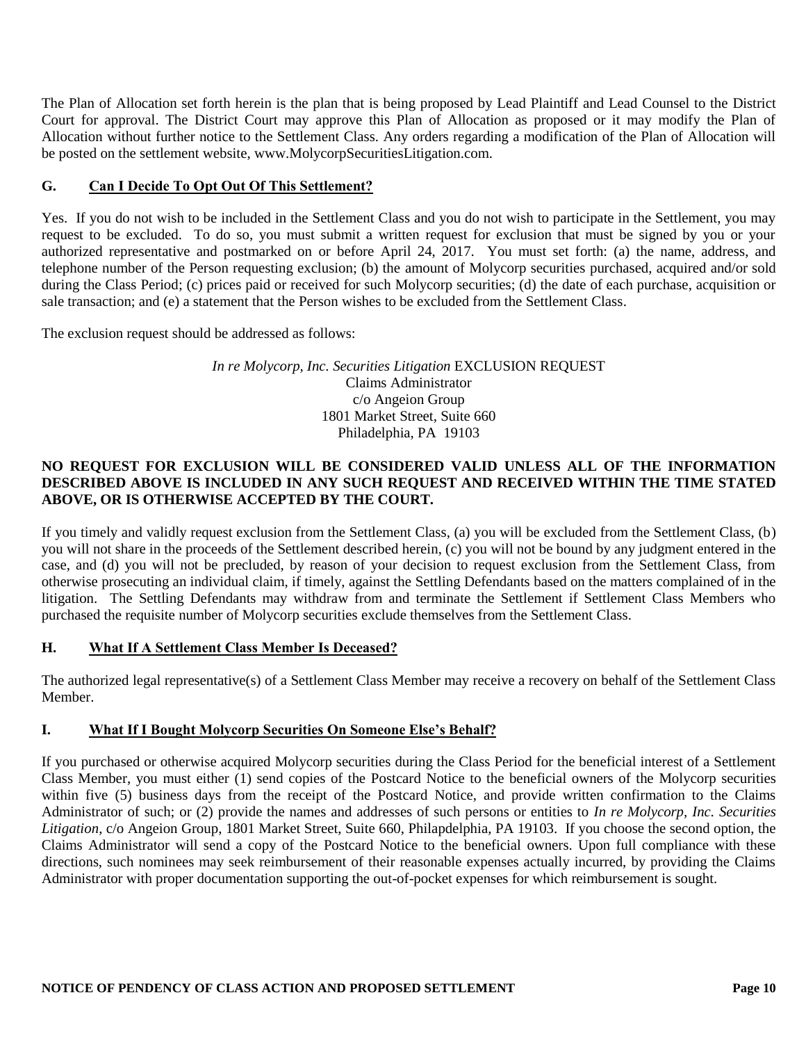The Plan of Allocation set forth herein is the plan that is being proposed by Lead Plaintiff and Lead Counsel to the District Court for approval. The District Court may approve this Plan of Allocation as proposed or it may modify the Plan of Allocation without further notice to the Settlement Class. Any orders regarding a modification of the Plan of Allocation will be posted on the settlement website, www.MolycorpSecuritiesLitigation.com.

## G. Can I Decide To Opt Out Of This Settlement?

Yes. If you do not wish to be included in the Settlement Class and you do not wish to participate in the Settlement, you may request to be excluded. To do so, you must submit a written request for exclusion that must be signed by you or your authorized representative and postmarked on or before April 24, 2017. You must set forth: (a) the name, address, and telephone number of the Person requesting exclusion; (b) the amount of Molycorp securities purchased, acquired and/or sold during the Class Period; (c) prices paid or received for such Molycorp securities; (d) the date of each purchase, acquisition or sale transaction; and (e) a statement that the Person wishes to be excluded from the Settlement Class.

The exclusion request should be addressed as follows:

*In re Molycorp, Inc. Securities Litigation* EXCLUSION REQUEST
Claims Administrator
c/o Angeion Group
1801 Market Street, Suite 660
Philadelphia, PA 19103

**NO REQUEST FOR EXCLUSION WILL BE CONSIDERED VALID UNLESS ALL OF THE INFORMATION DESCRIBED ABOVE IS INCLUDED IN ANY SUCH REQUEST AND RECEIVED WITHIN THE TIME STATED ABOVE, OR IS OTHERWISE ACCEPTED BY THE COURT.**

If you timely and validly request exclusion from the Settlement Class, (a) you will be excluded from the Settlement Class, (b) you will not share in the proceeds of the Settlement described herein, (c) you will not be bound by any judgment entered in the case, and (d) you will not be precluded, by reason of your decision to request exclusion from the Settlement Class, from otherwise prosecuting an individual claim, if timely, against the Settling Defendants based on the matters complained of in the litigation. The Settling Defendants may withdraw from and terminate the Settlement if Settlement Class Members who purchased the requisite number of Molycorp securities exclude themselves from the Settlement Class.

## H. What If A Settlement Class Member Is Deceased?

The authorized legal representative(s) of a Settlement Class Member may receive a recovery on behalf of the Settlement Class Member.

## I. What If I Bought Molycorp Securities On Someone Else's Behalf?

If you purchased or otherwise acquired Molycorp securities during the Class Period for the beneficial interest of a Settlement Class Member, you must either (1) send copies of the Postcard Notice to the beneficial owners of the Molycorp securities within five (5) business days from the receipt of the Postcard Notice, and provide written confirmation to the Claims Administrator of such; or (2) provide the names and addresses of such persons or entities to *In re Molycorp, Inc. Securities Litigation*, c/o Angeion Group, 1801 Market Street, Suite 660, Philapdelphia, PA 19103. If you choose the second option, the Claims Administrator will send a copy of the Postcard Notice to the beneficial owners. Upon full compliance with these directions, such nominees may seek reimbursement of their reasonable expenses actually incurred, by providing the Claims Administrator with proper documentation supporting the out-of-pocket expenses for which reimbursement is sought.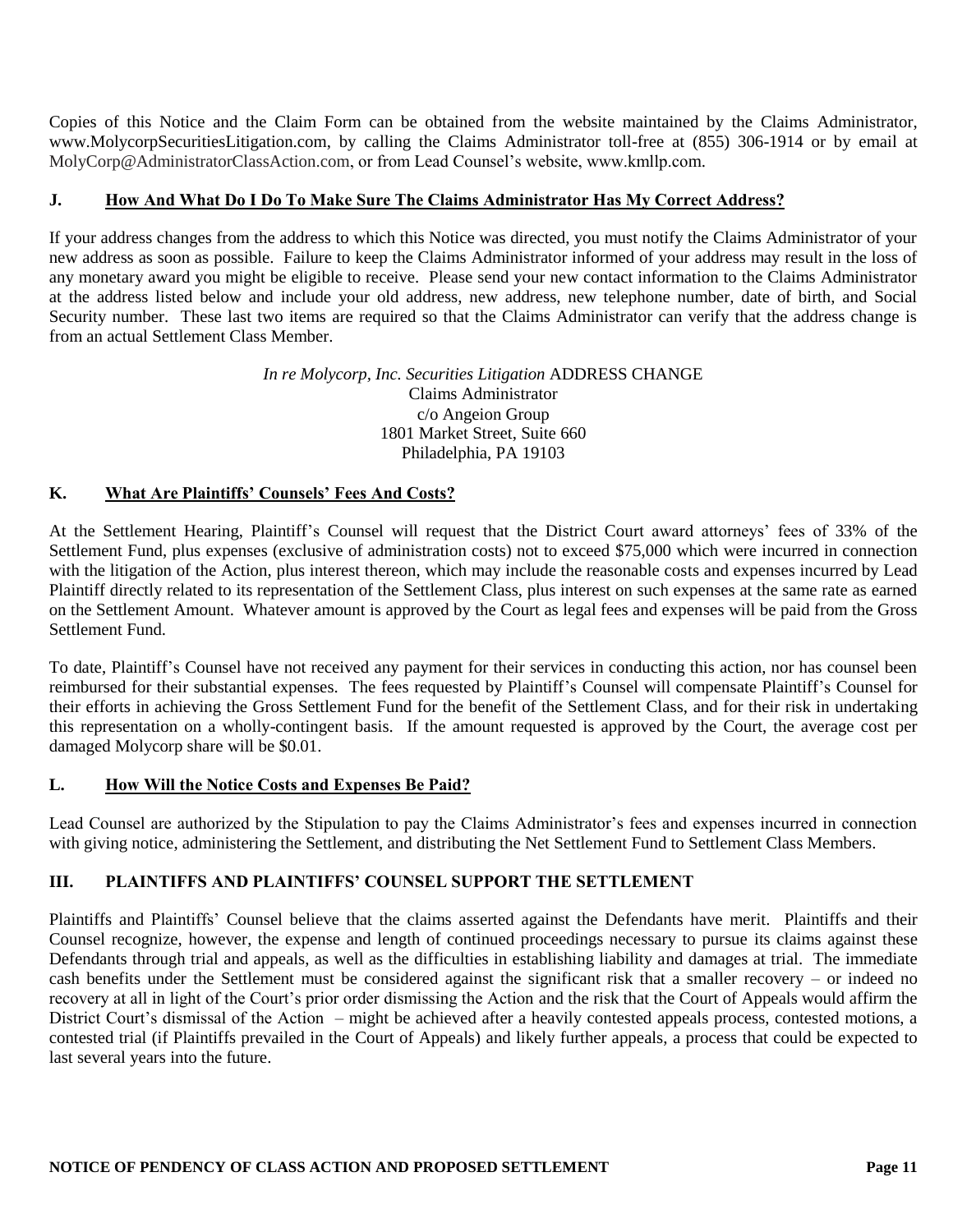Copies of this Notice and the Claim Form can be obtained from the website maintained by the Claims Administrator, www.MolycorpSecuritiesLitigation.com, by calling the Claims Administrator toll-free at (855) 306-1914 or by email at MolyCorp@AdministratorClassAction.com, or from Lead Counsel's website, www.kmllp.com.

### J. <u>How And What Do I Do To Make Sure The Claims Administrator Has My Correct Address?</u>

If your address changes from the address to which this Notice was directed, you must notify the Claims Administrator of your new address as soon as possible. Failure to keep the Claims Administrator informed of your address may result in the loss of any monetary award you might be eligible to receive. Please send your new contact information to the Claims Administrator at the address listed below and include your old address, new address, new telephone number, date of birth, and Social Security number. These last two items are required so that the Claims Administrator can verify that the address change is from an actual Settlement Class Member.

*In re Molycorp, Inc. Securities Litigation* ADDRESS CHANGE
Claims Administrator
c/o Angeion Group
1801 Market Street, Suite 660
Philadelphia, PA 19103

### K. <u>What Are Plaintiffs' Counsels' Fees And Costs?</u>

At the Settlement Hearing, Plaintiff's Counsel will request that the District Court award attorneys' fees of 33% of the Settlement Fund, plus expenses (exclusive of administration costs) not to exceed $75,000 which were incurred in connection with the litigation of the Action, plus interest thereon, which may include the reasonable costs and expenses incurred by Lead Plaintiff directly related to its representation of the Settlement Class, plus interest on such expenses at the same rate as earned on the Settlement Amount. Whatever amount is approved by the Court as legal fees and expenses will be paid from the Gross Settlement Fund.

To date, Plaintiff's Counsel have not received any payment for their services in conducting this action, nor has counsel been reimbursed for their substantial expenses. The fees requested by Plaintiff's Counsel will compensate Plaintiff's Counsel for their efforts in achieving the Gross Settlement Fund for the benefit of the Settlement Class, and for their risk in undertaking this representation on a wholly-contingent basis. If the amount requested is approved by the Court, the average cost per damaged Molycorp share will be $0.01.

### L. <u>How Will the Notice Costs and Expenses Be Paid?</u>

Lead Counsel are authorized by the Stipulation to pay the Claims Administrator's fees and expenses incurred in connection with giving notice, administering the Settlement, and distributing the Net Settlement Fund to Settlement Class Members.

## III. PLAINTIFFS AND PLAINTIFFS' COUNSEL SUPPORT THE SETTLEMENT

Plaintiffs and Plaintiffs' Counsel believe that the claims asserted against the Defendants have merit. Plaintiffs and their Counsel recognize, however, the expense and length of continued proceedings necessary to pursue its claims against these Defendants through trial and appeals, as well as the difficulties in establishing liability and damages at trial. The immediate cash benefits under the Settlement must be considered against the significant risk that a smaller recovery – or indeed no recovery at all in light of the Court's prior order dismissing the Action and the risk that the Court of Appeals would affirm the District Court's dismissal of the Action – might be achieved after a heavily contested appeals process, contested motions, a contested trial (if Plaintiffs prevailed in the Court of Appeals) and likely further appeals, a process that could be expected to last several years into the future.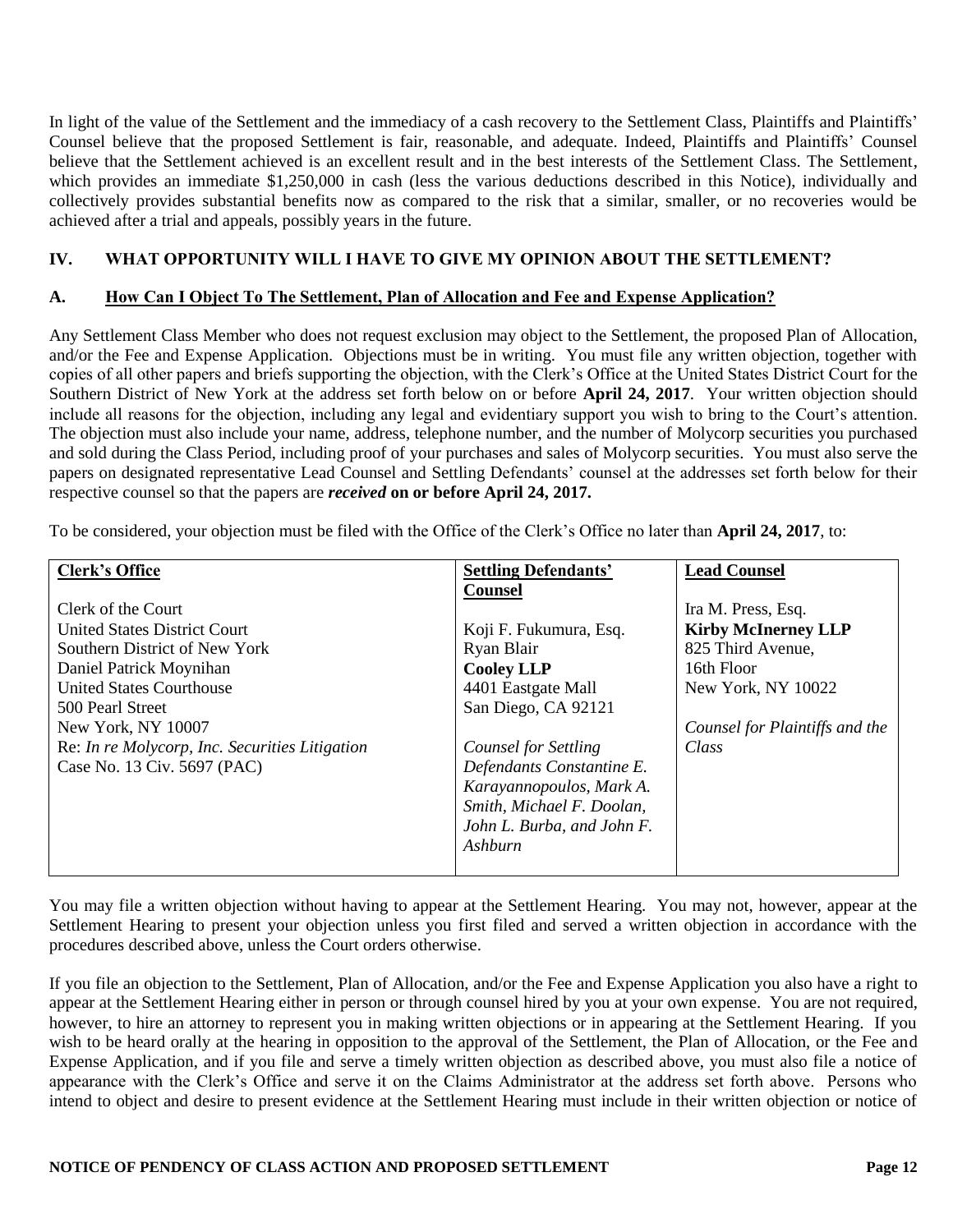In light of the value of the Settlement and the immediacy of a cash recovery to the Settlement Class, Plaintiffs and Plaintiffs' Counsel believe that the proposed Settlement is fair, reasonable, and adequate. Indeed, Plaintiffs and Plaintiffs' Counsel believe that the Settlement achieved is an excellent result and in the best interests of the Settlement Class. The Settlement, which provides an immediate $1,250,000 in cash (less the various deductions described in this Notice), individually and collectively provides substantial benefits now as compared to the risk that a similar, smaller, or no recoveries would be achieved after a trial and appeals, possibly years in the future.

## IV. WHAT OPPORTUNITY WILL I HAVE TO GIVE MY OPINION ABOUT THE SETTLEMENT?

### A. How Can I Object To The Settlement, Plan of Allocation and Fee and Expense Application?

Any Settlement Class Member who does not request exclusion may object to the Settlement, the proposed Plan of Allocation, and/or the Fee and Expense Application. Objections must be in writing. You must file any written objection, together with copies of all other papers and briefs supporting the objection, with the Clerk's Office at the United States District Court for the Southern District of New York at the address set forth below on or before **April 24, 2017**. Your written objection should include all reasons for the objection, including any legal and evidentiary support you wish to bring to the Court's attention. The objection must also include your name, address, telephone number, and the number of Molycorp securities you purchased and sold during the Class Period, including proof of your purchases and sales of Molycorp securities. You must also serve the papers on designated representative Lead Counsel and Settling Defendants' counsel at the addresses set forth below for their respective counsel so that the papers are ***received*** **on or before April 24, 2017.**

To be considered, your objection must be filed with the Office of the Clerk's Office no later than **April 24, 2017**, to:

| Clerk's Office | Settling Defendants' Counsel | Lead Counsel |
|---|---|---|
| Clerk of the Court<br>United States District Court<br>Southern District of New York<br>Daniel Patrick Moynihan<br>United States Courthouse<br>500 Pearl Street<br>New York, NY 10007<br>Re: *In re Molycorp, Inc. Securities Litigation*<br>Case No. 13 Civ. 5697 (PAC) | Koji F. Fukumura, Esq.<br>Ryan Blair<br>**Cooley LLP**<br>4401 Eastgate Mall<br>San Diego, CA 92121<br><br>*Counsel for Settling Defendants Constantine E. Karayannopoulos, Mark A. Smith, Michael F. Doolan, John L. Burba, and John F. Ashburn* | Ira M. Press, Esq.<br>**Kirby McInerney LLP**<br>825 Third Avenue,<br>16th Floor<br>New York, NY 10022<br><br>*Counsel for Plaintiffs and the Class* |

You may file a written objection without having to appear at the Settlement Hearing. You may not, however, appear at the Settlement Hearing to present your objection unless you first filed and served a written objection in accordance with the procedures described above, unless the Court orders otherwise.

If you file an objection to the Settlement, Plan of Allocation, and/or the Fee and Expense Application you also have a right to appear at the Settlement Hearing either in person or through counsel hired by you at your own expense. You are not required, however, to hire an attorney to represent you in making written objections or in appearing at the Settlement Hearing. If you wish to be heard orally at the hearing in opposition to the approval of the Settlement, the Plan of Allocation, or the Fee and Expense Application, and if you file and serve a timely written objection as described above, you must also file a notice of appearance with the Clerk's Office and serve it on the Claims Administrator at the address set forth above. Persons who intend to object and desire to present evidence at the Settlement Hearing must include in their written objection or notice of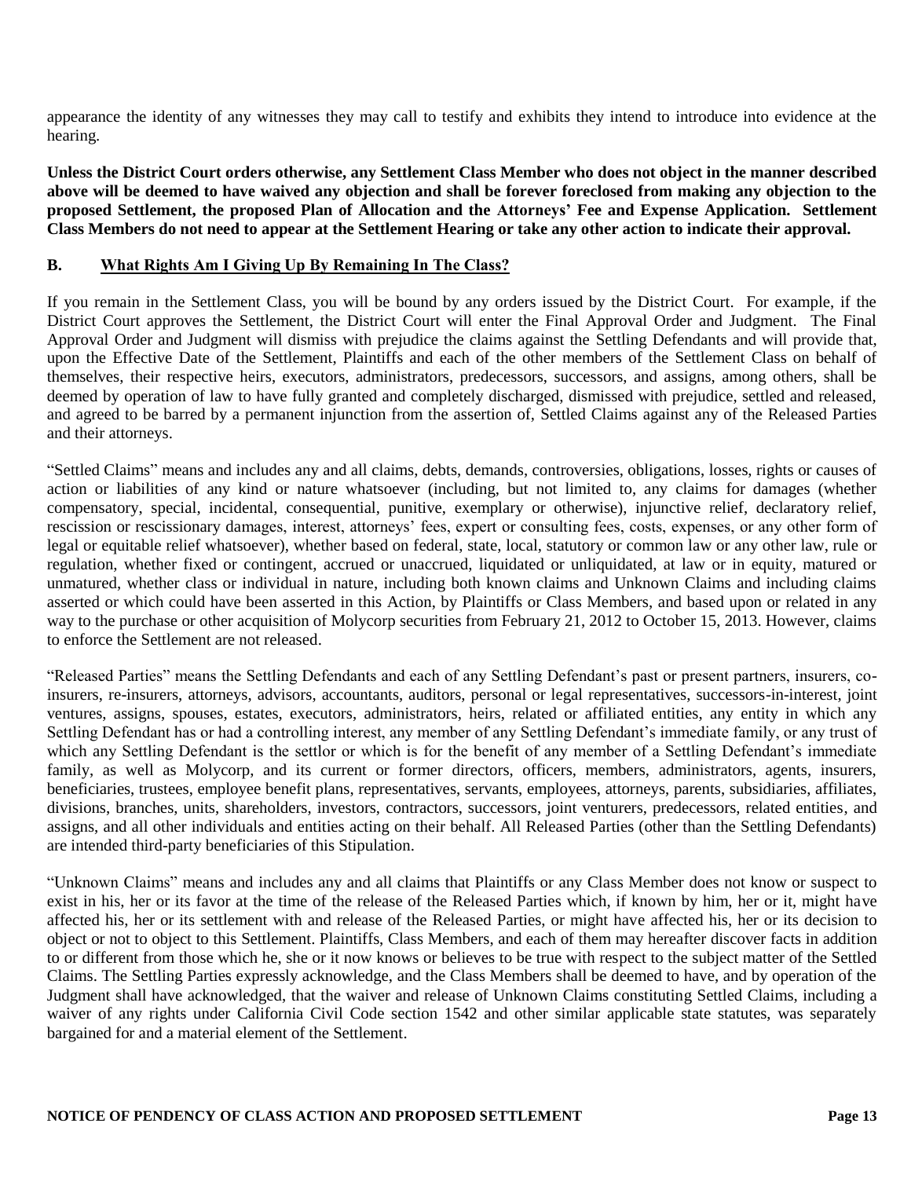appearance the identity of any witnesses they may call to testify and exhibits they intend to introduce into evidence at the hearing.

**Unless the District Court orders otherwise, any Settlement Class Member who does not object in the manner described above will be deemed to have waived any objection and shall be forever foreclosed from making any objection to the proposed Settlement, the proposed Plan of Allocation and the Attorneys' Fee and Expense Application. Settlement Class Members do not need to appear at the Settlement Hearing or take any other action to indicate their approval.**

### B. What Rights Am I Giving Up By Remaining In The Class?

If you remain in the Settlement Class, you will be bound by any orders issued by the District Court. For example, if the District Court approves the Settlement, the District Court will enter the Final Approval Order and Judgment. The Final Approval Order and Judgment will dismiss with prejudice the claims against the Settling Defendants and will provide that, upon the Effective Date of the Settlement, Plaintiffs and each of the other members of the Settlement Class on behalf of themselves, their respective heirs, executors, administrators, predecessors, successors, and assigns, among others, shall be deemed by operation of law to have fully granted and completely discharged, dismissed with prejudice, settled and released, and agreed to be barred by a permanent injunction from the assertion of, Settled Claims against any of the Released Parties and their attorneys.

"Settled Claims" means and includes any and all claims, debts, demands, controversies, obligations, losses, rights or causes of action or liabilities of any kind or nature whatsoever (including, but not limited to, any claims for damages (whether compensatory, special, incidental, consequential, punitive, exemplary or otherwise), injunctive relief, declaratory relief, rescission or rescissionary damages, interest, attorneys' fees, expert or consulting fees, costs, expenses, or any other form of legal or equitable relief whatsoever), whether based on federal, state, local, statutory or common law or any other law, rule or regulation, whether fixed or contingent, accrued or unaccrued, liquidated or unliquidated, at law or in equity, matured or unmatured, whether class or individual in nature, including both known claims and Unknown Claims and including claims asserted or which could have been asserted in this Action, by Plaintiffs or Class Members, and based upon or related in any way to the purchase or other acquisition of Molycorp securities from February 21, 2012 to October 15, 2013. However, claims to enforce the Settlement are not released.

"Released Parties" means the Settling Defendants and each of any Settling Defendant's past or present partners, insurers, co-insurers, re-insurers, attorneys, advisors, accountants, auditors, personal or legal representatives, successors-in-interest, joint ventures, assigns, spouses, estates, executors, administrators, heirs, related or affiliated entities, any entity in which any Settling Defendant has or had a controlling interest, any member of any Settling Defendant's immediate family, or any trust of which any Settling Defendant is the settlor or which is for the benefit of any member of a Settling Defendant's immediate family, as well as Molycorp, and its current or former directors, officers, members, administrators, agents, insurers, beneficiaries, trustees, employee benefit plans, representatives, servants, employees, attorneys, parents, subsidiaries, affiliates, divisions, branches, units, shareholders, investors, contractors, successors, joint venturers, predecessors, related entities, and assigns, and all other individuals and entities acting on their behalf. All Released Parties (other than the Settling Defendants) are intended third-party beneficiaries of this Stipulation.

"Unknown Claims" means and includes any and all claims that Plaintiffs or any Class Member does not know or suspect to exist in his, her or its favor at the time of the release of the Released Parties which, if known by him, her or it, might have affected his, her or its settlement with and release of the Released Parties, or might have affected his, her or its decision to object or not to object to this Settlement. Plaintiffs, Class Members, and each of them may hereafter discover facts in addition to or different from those which he, she or it now knows or believes to be true with respect to the subject matter of the Settled Claims. The Settling Parties expressly acknowledge, and the Class Members shall be deemed to have, and by operation of the Judgment shall have acknowledged, that the waiver and release of Unknown Claims constituting Settled Claims, including a waiver of any rights under California Civil Code section 1542 and other similar applicable state statutes, was separately bargained for and a material element of the Settlement.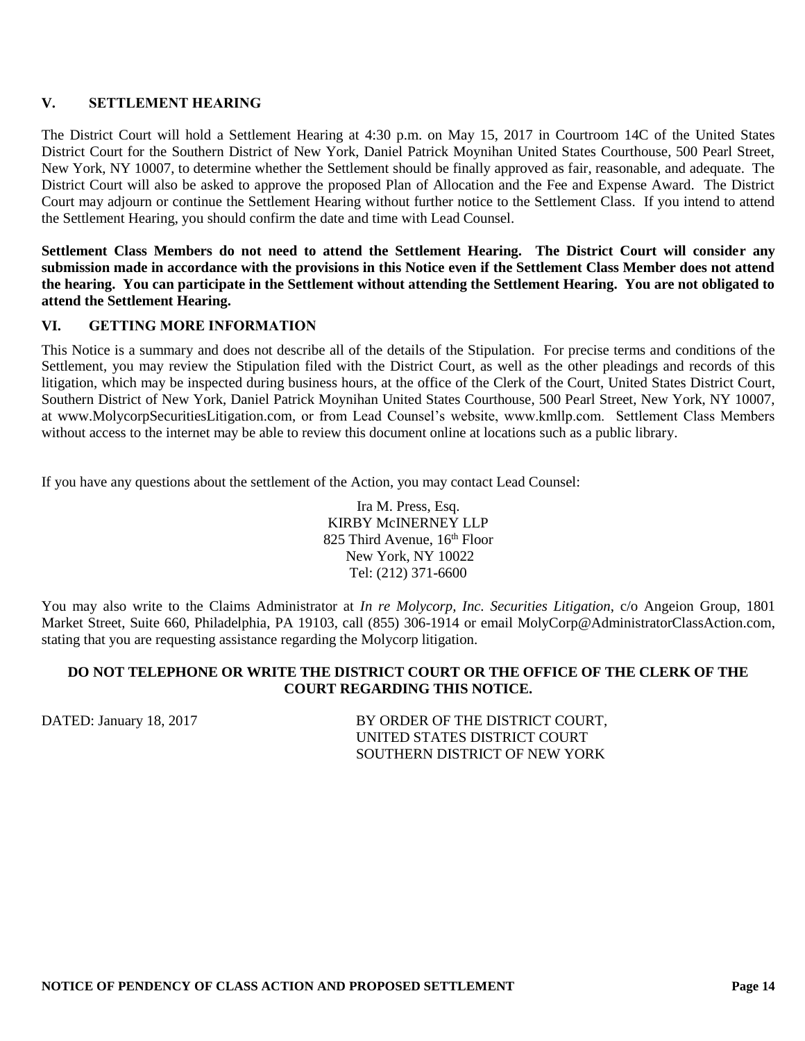## V. SETTLEMENT HEARING

The District Court will hold a Settlement Hearing at 4:30 p.m. on May 15, 2017 in Courtroom 14C of the United States District Court for the Southern District of New York, Daniel Patrick Moynihan United States Courthouse, 500 Pearl Street, New York, NY 10007, to determine whether the Settlement should be finally approved as fair, reasonable, and adequate. The District Court will also be asked to approve the proposed Plan of Allocation and the Fee and Expense Award. The District Court may adjourn or continue the Settlement Hearing without further notice to the Settlement Class. If you intend to attend the Settlement Hearing, you should confirm the date and time with Lead Counsel.

**Settlement Class Members do not need to attend the Settlement Hearing. The District Court will consider any submission made in accordance with the provisions in this Notice even if the Settlement Class Member does not attend the hearing. You can participate in the Settlement without attending the Settlement Hearing. You are not obligated to attend the Settlement Hearing.**

## VI. GETTING MORE INFORMATION

This Notice is a summary and does not describe all of the details of the Stipulation. For precise terms and conditions of the Settlement, you may review the Stipulation filed with the District Court, as well as the other pleadings and records of this litigation, which may be inspected during business hours, at the office of the Clerk of the Court, United States District Court, Southern District of New York, Daniel Patrick Moynihan United States Courthouse, 500 Pearl Street, New York, NY 10007, at www.MolycorpSecuritiesLitigation.com, or from Lead Counsel's website, www.kmllp.com. Settlement Class Members without access to the internet may be able to review this document online at locations such as a public library.

If you have any questions about the settlement of the Action, you may contact Lead Counsel:

Ira M. Press, Esq.
KIRBY McINERNEY LLP
825 Third Avenue, 16th Floor
New York, NY 10022
Tel: (212) 371-6600

You may also write to the Claims Administrator at *In re Molycorp, Inc. Securities Litigation*, c/o Angeion Group, 1801 Market Street, Suite 660, Philadelphia, PA 19103, call (855) 306-1914 or email MolyCorp@AdministratorClassAction.com, stating that you are requesting assistance regarding the Molycorp litigation.

**DO NOT TELEPHONE OR WRITE THE DISTRICT COURT OR THE OFFICE OF THE CLERK OF THE COURT REGARDING THIS NOTICE.**

DATED: January 18, 2017

BY ORDER OF THE DISTRICT COURT,
UNITED STATES DISTRICT COURT
SOUTHERN DISTRICT OF NEW YORK